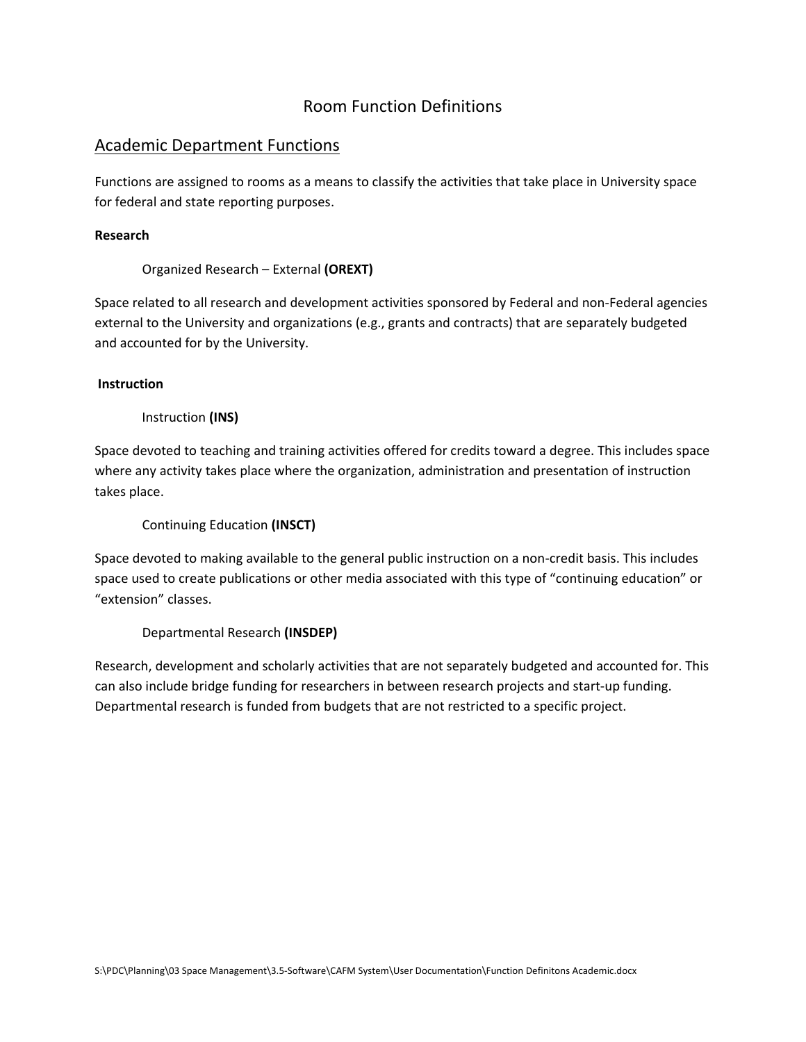# Room Function Definitions

## Academic Department Functions

Functions are assigned to rooms as a means to classify the activities that take place in University space for federal and state reporting purposes.

**Research**

Organized Research – External **(OREXT)**

Space related to all research and development activities sponsored by Federal and non-Federal agencies external to the University and organizations (e.g., grants and contracts) that are separately budgeted and accounted for by the University.

**Instruction**

Instruction **(INS)**

Space devoted to teaching and training activities offered for credits toward a degree. This includes space where any activity takes place where the organization, administration and presentation of instruction takes place.

Continuing Education **(INSCT)**

Space devoted to making available to the general public instruction on a non-credit basis. This includes space used to create publications or other media associated with this type of "continuing education" or "extension" classes.

Departmental Research **(INSDEP)**

Research, development and scholarly activities that are not separately budgeted and accounted for. This can also include bridge funding for researchers in between research projects and start-up funding. Departmental research is funded from budgets that are not restricted to a specific project.

S:\PDC\Planning\03 Space Management\3.5-Software\CAFM System\User Documentation\Function Definitons Academic.docx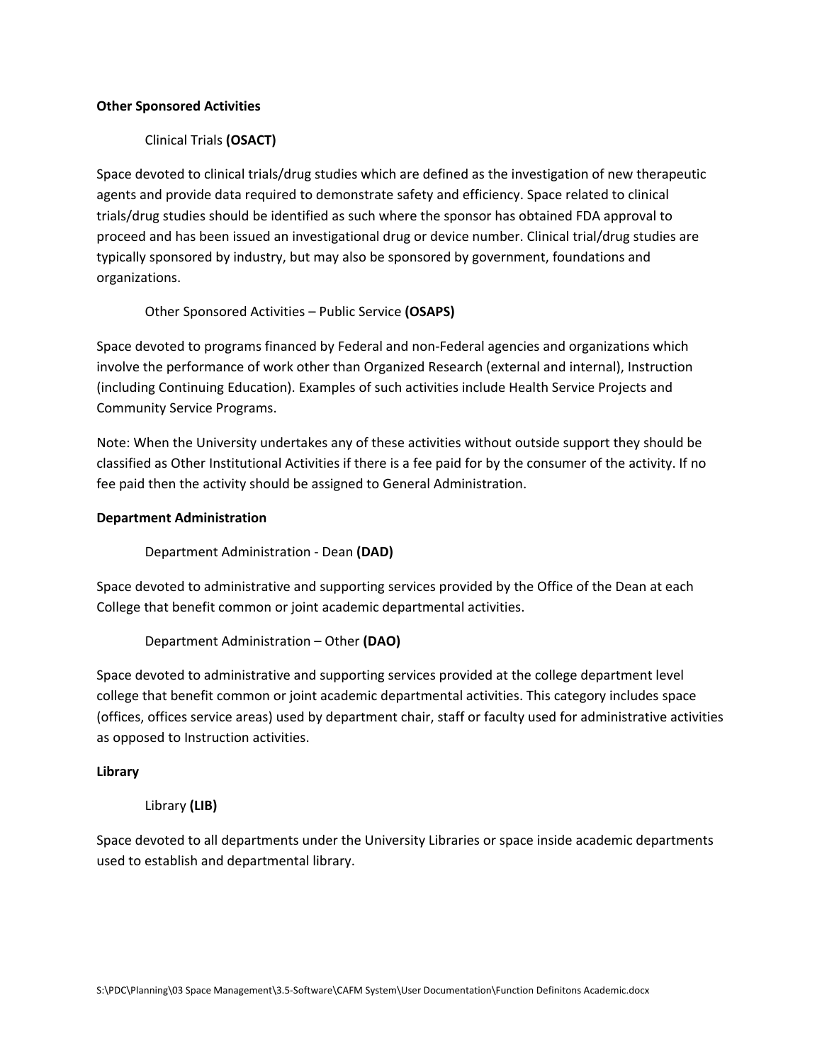**Other Sponsored Activities**

Clinical Trials **(OSACT)**

Space devoted to clinical trials/drug studies which are defined as the investigation of new therapeutic agents and provide data required to demonstrate safety and efficiency. Space related to clinical trials/drug studies should be identified as such where the sponsor has obtained FDA approval to proceed and has been issued an investigational drug or device number. Clinical trial/drug studies are typically sponsored by industry, but may also be sponsored by government, foundations and organizations.

Other Sponsored Activities – Public Service **(OSAPS)**

Space devoted to programs financed by Federal and non-Federal agencies and organizations which involve the performance of work other than Organized Research (external and internal), Instruction (including Continuing Education). Examples of such activities include Health Service Projects and Community Service Programs.

Note: When the University undertakes any of these activities without outside support they should be classified as Other Institutional Activities if there is a fee paid for by the consumer of the activity. If no fee paid then the activity should be assigned to General Administration.

**Department Administration**

Department Administration - Dean **(DAD)**

Space devoted to administrative and supporting services provided by the Office of the Dean at each College that benefit common or joint academic departmental activities.

Department Administration – Other **(DAO)**

Space devoted to administrative and supporting services provided at the college department level college that benefit common or joint academic departmental activities. This category includes space (offices, offices service areas) used by department chair, staff or faculty used for administrative activities as opposed to Instruction activities.

**Library**

Library **(LIB)**

Space devoted to all departments under the University Libraries or space inside academic departments used to establish and departmental library.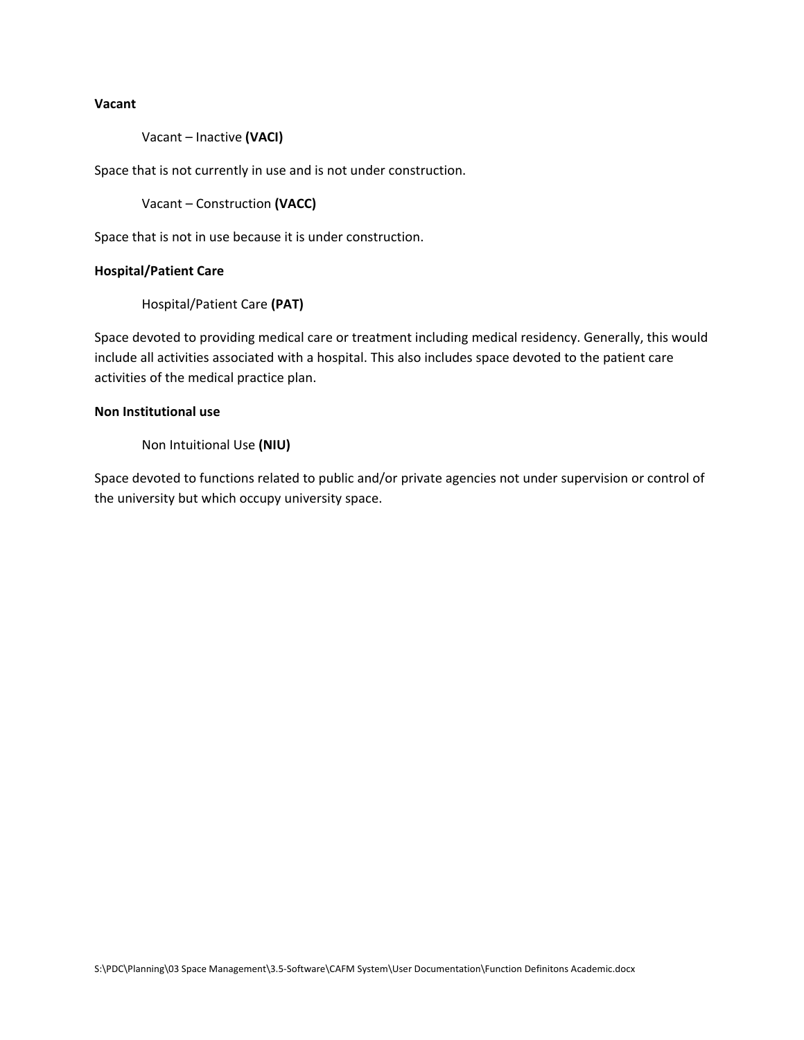**Vacant**

Vacant – Inactive **(VACI)**

Space that is not currently in use and is not under construction.

Vacant – Construction **(VACC)**

Space that is not in use because it is under construction.

**Hospital/Patient Care**

Hospital/Patient Care **(PAT)**

Space devoted to providing medical care or treatment including medical residency. Generally, this would include all activities associated with a hospital. This also includes space devoted to the patient care activities of the medical practice plan.

**Non Institutional use**

Non Intuitional Use **(NIU)**

Space devoted to functions related to public and/or private agencies not under supervision or control of the university but which occupy university space.